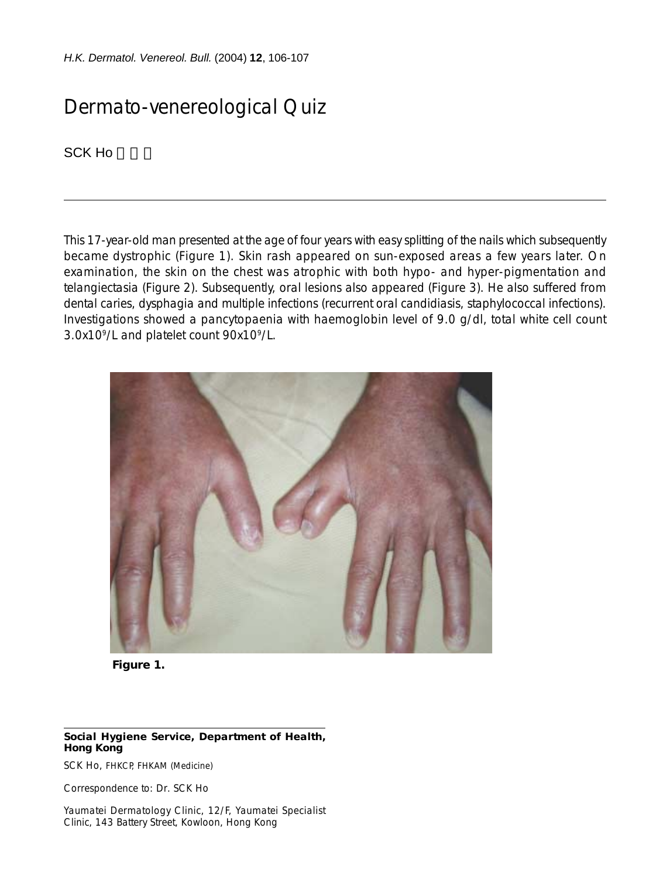# Dermato-venereological Quiz

SCK Ho 何仲儀

---

This 17-year-old man presented at the age of four years with easy splitting of the nails which subsequently became dystrophic (Figure 1). Skin rash appeared on sun-exposed areas a few years later. On examination, the skin on the chest was atrophic with both hypo- and hyper-pigmentation and telangiectasia (Figure 2). Subsequently, oral lesions also appeared (Figure 3). He also suffered from dental caries, dysphagia and multiple infections (recurrent oral candidiasis, staphylococcal infections). Investigations showed a pancytopaenia with haemoglobin level of 9.0 g/dl, total white cell count $3.0 \times 10^9$/L and platelet count $90 \times 10^9$/L.

**Figure 1.**

---

**Social Hygiene Service, Department of Health, Hong Kong**

SCK Ho, FHKCP, FHKAM (Medicine)

Correspondence to: Dr. SCK Ho

Yaumatei Dermatology Clinic, 12/F, Yaumatei Specialist Clinic, 143 Battery Street, Kowloon, Hong Kong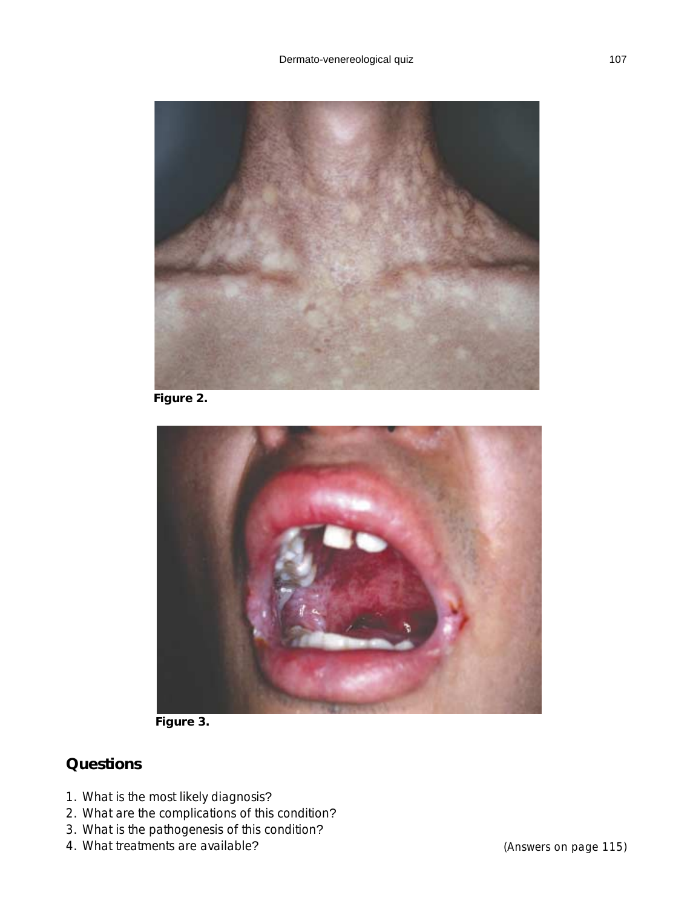Figure 2.

Figure 3.

## Questions

1. What is the most likely diagnosis?
2. What are the complications of this condition?
3. What is the pathogenesis of this condition?
4. What treatments are available?

(Answers on page 115)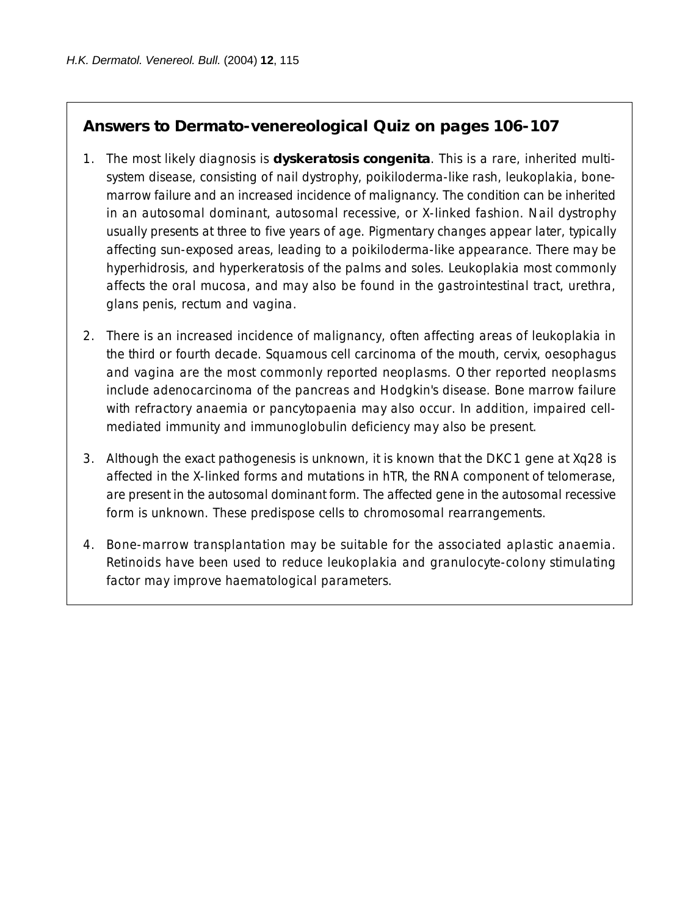## Answers to Dermato-venereological Quiz on pages 106-107

1. The most likely diagnosis is **dyskeratosis congenita**. This is a rare, inherited multi-system disease, consisting of nail dystrophy, poikiloderma-like rash, leukoplakia, bone-marrow failure and an increased incidence of malignancy. The condition can be inherited in an autosomal dominant, autosomal recessive, or X-linked fashion. Nail dystrophy usually presents at three to five years of age. Pigmentary changes appear later, typically affecting sun-exposed areas, leading to a poikiloderma-like appearance. There may be hyperhidrosis, and hyperkeratosis of the palms and soles. Leukoplakia most commonly affects the oral mucosa, and may also be found in the gastrointestinal tract, urethra, glans penis, rectum and vagina.

2. There is an increased incidence of malignancy, often affecting areas of leukoplakia in the third or fourth decade. Squamous cell carcinoma of the mouth, cervix, oesophagus and vagina are the most commonly reported neoplasms. Other reported neoplasms include adenocarcinoma of the pancreas and Hodgkin's disease. Bone marrow failure with refractory anaemia or pancytopaenia may also occur. In addition, impaired cell-mediated immunity and immunoglobulin deficiency may also be present.

3. Although the exact pathogenesis is unknown, it is known that the DKC1 gene at Xq28 is affected in the X-linked forms and mutations in hTR, the RNA component of telomerase, are present in the autosomal dominant form. The affected gene in the autosomal recessive form is unknown. These predispose cells to chromosomal rearrangements.

4. Bone-marrow transplantation may be suitable for the associated aplastic anaemia. Retinoids have been used to reduce leukoplakia and granulocyte-colony stimulating factor may improve haematological parameters.